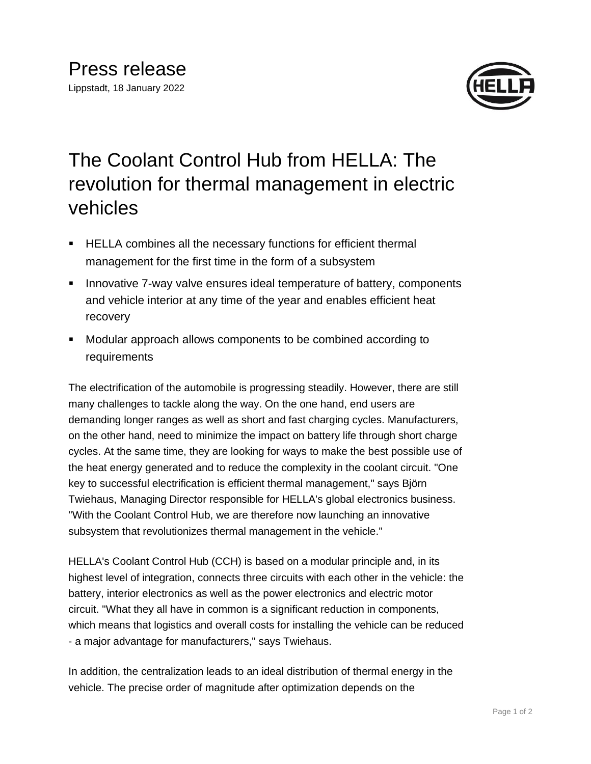# Press release

Lippstadt, 18 January 2022

# The Coolant Control Hub from HELLA: The revolution for thermal management in electric vehicles

- HELLA combines all the necessary functions for efficient thermal management for the first time in the form of a subsystem
- Innovative 7-way valve ensures ideal temperature of battery, components and vehicle interior at any time of the year and enables efficient heat recovery
- Modular approach allows components to be combined according to requirements

The electrification of the automobile is progressing steadily. However, there are still many challenges to tackle along the way. On the one hand, end users are demanding longer ranges as well as short and fast charging cycles. Manufacturers, on the other hand, need to minimize the impact on battery life through short charge cycles. At the same time, they are looking for ways to make the best possible use of the heat energy generated and to reduce the complexity in the coolant circuit. "One key to successful electrification is efficient thermal management," says Björn Twiehaus, Managing Director responsible for HELLA's global electronics business. "With the Coolant Control Hub, we are therefore now launching an innovative subsystem that revolutionizes thermal management in the vehicle."

HELLA's Coolant Control Hub (CCH) is based on a modular principle and, in its highest level of integration, connects three circuits with each other in the vehicle: the battery, interior electronics as well as the power electronics and electric motor circuit. "What they all have in common is a significant reduction in components, which means that logistics and overall costs for installing the vehicle can be reduced - a major advantage for manufacturers," says Twiehaus.

In addition, the centralization leads to an ideal distribution of thermal energy in the vehicle. The precise order of magnitude after optimization depends on the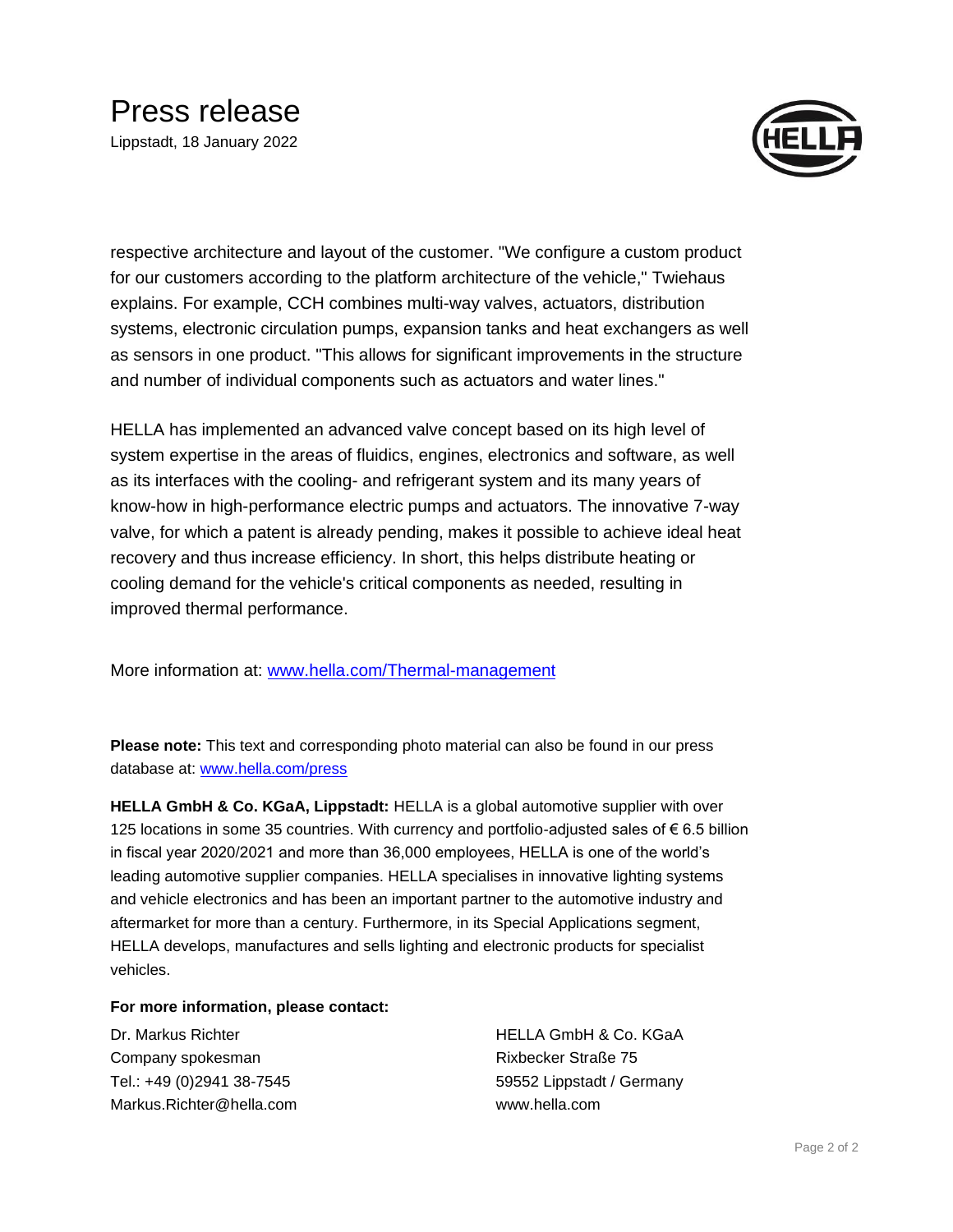respective architecture and layout of the customer. "We configure a custom product for our customers according to the platform architecture of the vehicle," Twiehaus explains. For example, CCH combines multi-way valves, actuators, distribution systems, electronic circulation pumps, expansion tanks and heat exchangers as well as sensors in one product. "This allows for significant improvements in the structure and number of individual components such as actuators and water lines."

HELLA has implemented an advanced valve concept based on its high level of system expertise in the areas of fluidics, engines, electronics and software, as well as its interfaces with the cooling- and refrigerant system and its many years of know-how in high-performance electric pumps and actuators. The innovative 7-way valve, for which a patent is already pending, makes it possible to achieve ideal heat recovery and thus increase efficiency. In short, this helps distribute heating or cooling demand for the vehicle's critical components as needed, resulting in improved thermal performance.

More information at: [www.hella.com/Thermal-management](www.hella.com/Thermal-management)

**Please note:** This text and corresponding photo material can also be found in our press database at: [www.hella.com/press](www.hella.com/press)

**HELLA GmbH & Co. KGaA, Lippstadt:** HELLA is a global automotive supplier with over 125 locations in some 35 countries. With currency and portfolio-adjusted sales of € 6.5 billion in fiscal year 2020/2021 and more than 36,000 employees, HELLA is one of the world's leading automotive supplier companies. HELLA specialises in innovative lighting systems and vehicle electronics and has been an important partner to the automotive industry and aftermarket for more than a century. Furthermore, in its Special Applications segment, HELLA develops, manufactures and sells lighting and electronic products for specialist vehicles.

**For more information, please contact:**

Dr. Markus Richter
Company spokesman
Tel.: +49 (0)2941 38-7545
Markus.Richter@hella.com

HELLA GmbH & Co. KGaA
Rixbecker Straße 75
59552 Lippstadt / Germany
www.hella.com